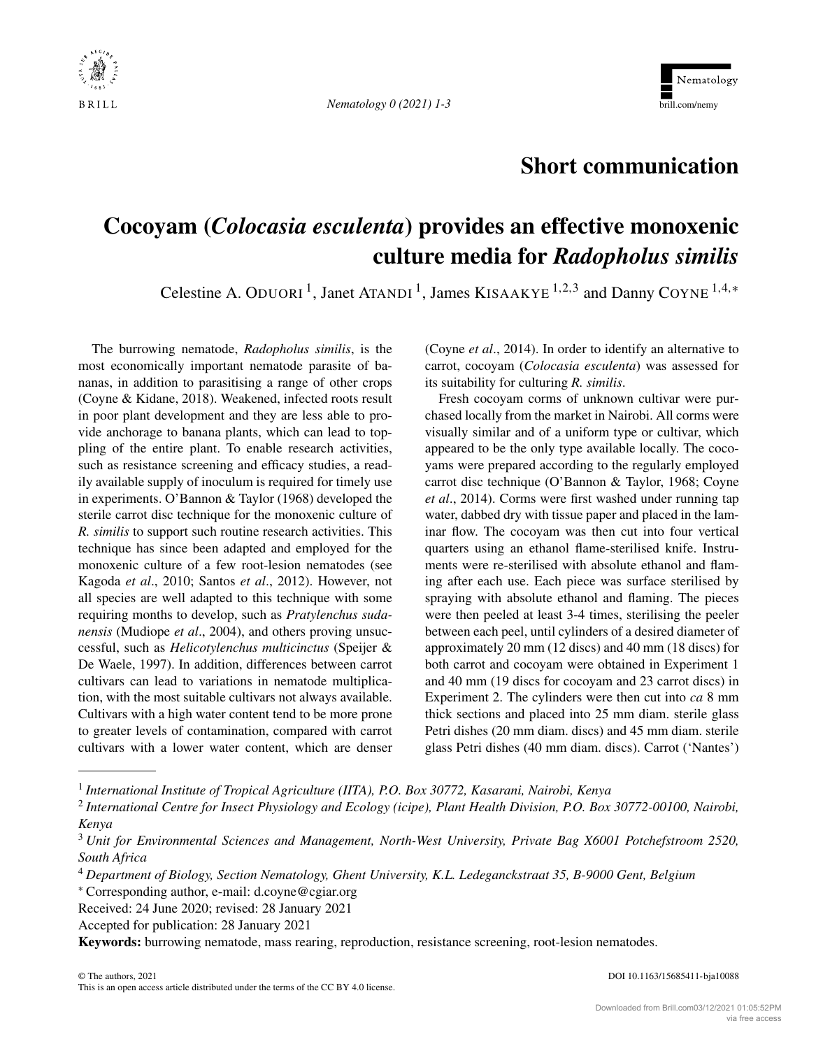# Short communication

# Cocoyam (*Colocasia esculenta*) provides an effective monoxenic culture media for *Radopholus similis*

Celestine A. ODUORI [1], Janet ATANDI [1], James KISAAKYE [1,2,3] and Danny COYNE [1,4,*]

The burrowing nematode, *Radopholus similis*, is the most economically important nematode parasite of bananas, in addition to parasitising a range of other crops (Coyne & Kidane, 2018). Weakened, infected roots result in poor plant development and they are less able to provide anchorage to banana plants, which can lead to toppling of the entire plant. To enable research activities, such as resistance screening and efficacy studies, a readily available supply of inoculum is required for timely use in experiments. O'Bannon & Taylor (1968) developed the sterile carrot disc technique for the monoxenic culture of *R. similis* to support such routine research activities. This technique has since been adapted and employed for the monoxenic culture of a few root-lesion nematodes (see Kagoda *et al*., 2010; Santos *et al*., 2012). However, not all species are well adapted to this technique with some requiring months to develop, such as *Pratylenchus sudanensis* (Mudiope *et al*., 2004), and others proving unsuccessful, such as *Helicotylenchus multicinctus* (Speijer & De Waele, 1997). In addition, differences between carrot cultivars can lead to variations in nematode multiplication, with the most suitable cultivars not always available. Cultivars with a high water content tend to be more prone to greater levels of contamination, compared with carrot cultivars with a lower water content, which are denser (Coyne *et al*., 2014). In order to identify an alternative to carrot, cocoyam (*Colocasia esculenta*) was assessed for its suitability for culturing *R. similis*.

Fresh cocoyam corms of unknown cultivar were purchased locally from the market in Nairobi. All corms were visually similar and of a uniform type or cultivar, which appeared to be the only type available locally. The cocoyams were prepared according to the regularly employed carrot disc technique (O'Bannon & Taylor, 1968; Coyne *et al*., 2014). Corms were first washed under running tap water, dabbed dry with tissue paper and placed in the laminar flow. The cocoyam was then cut into four vertical quarters using an ethanol flame-sterilised knife. Instruments were re-sterilised with absolute ethanol and flaming after each use. Each piece was surface sterilised by spraying with absolute ethanol and flaming. The pieces were then peeled at least 3-4 times, sterilising the peeler between each peel, until cylinders of a desired diameter of approximately 20 mm (12 discs) and 40 mm (18 discs) for both carrot and cocoyam were obtained in Experiment 1 and 40 mm (19 discs for cocoyam and 23 carrot discs) in Experiment 2. The cylinders were then cut into *ca* 8 mm thick sections and placed into 25 mm diam. sterile glass Petri dishes (20 mm diam. discs) and 45 mm diam. sterile glass Petri dishes (40 mm diam. discs). Carrot ('Nantes')

---

[1] *International Institute of Tropical Agriculture (IITA), P.O. Box 30772, Kasarani, Nairobi, Kenya*

[2] *International Centre for Insect Physiology and Ecology (icipe), Plant Health Division, P.O. Box 30772-00100, Nairobi, Kenya*

[3] *Unit for Environmental Sciences and Management, North-West University, Private Bag X6001 Potchefstroom 2520, South Africa*

[4] *Department of Biology, Section Nematology, Ghent University, K.L. Ledeganckstraat 35, B-9000 Gent, Belgium*

[*] Corresponding author, e-mail: d.coyne@cgiar.org

Received: 24 June 2020; revised: 28 January 2021

Accepted for publication: 28 January 2021

**Keywords:** burrowing nematode, mass rearing, reproduction, resistance screening, root-lesion nematodes.

© The authors, 2021
This is an open access article distributed under the terms of the CC BY 4.0 license.

DOI 10.1163/15685411-bja10088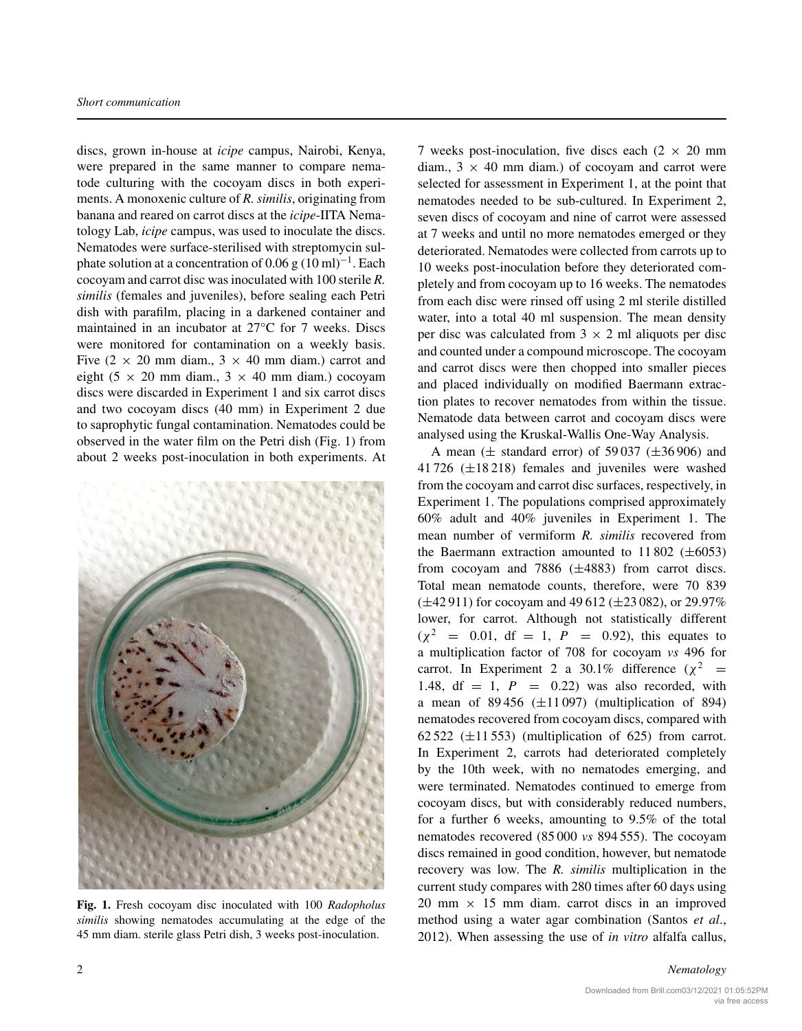discs, grown in-house at *icipe* campus, Nairobi, Kenya, were prepared in the same manner to compare nematode culturing with the cocoyam discs in both experiments. A monoxenic culture of *R. similis*, originating from banana and reared on carrot discs at the *icipe*-IITA Nematology Lab, *icipe* campus, was used to inoculate the discs. Nematodes were surface-sterilised with streptomycin sulphate solution at a concentration of 0.06 g $(10\ \text{ml})^{-1}$. Each cocoyam and carrot disc was inoculated with 100 sterile *R. similis* (females and juveniles), before sealing each Petri dish with parafilm, placing in a darkened container and maintained in an incubator at 27°C for 7 weeks. Discs were monitored for contamination on a weekly basis. Five ($2 \times 20$ mm diam., $3 \times 40$ mm diam.) carrot and eight ($5 \times 20$ mm diam., $3 \times 40$ mm diam.) cocoyam discs were discarded in Experiment 1 and six carrot discs and two cocoyam discs (40 mm) in Experiment 2 due to saprophytic fungal contamination. Nematodes could be observed in the water film on the Petri dish (Fig. 1) from about 2 weeks post-inoculation in both experiments. At 7 weeks post-inoculation, five discs each ($2 \times 20$ mm diam., $3 \times 40$ mm diam.) of cocoyam and carrot were selected for assessment in Experiment 1, at the point that nematodes needed to be sub-cultured. In Experiment 2, seven discs of cocoyam and nine of carrot were assessed at 7 weeks and until no more nematodes emerged or they deteriorated. Nematodes were collected from carrots up to 10 weeks post-inoculation before they deteriorated completely and from cocoyam up to 16 weeks. The nematodes from each disc were rinsed off using 2 ml sterile distilled water, into a total 40 ml suspension. The mean density per disc was calculated from $3 \times 2$ ml aliquots per disc and counted under a compound microscope. The cocoyam and carrot discs were then chopped into smaller pieces and placed individually on modified Baermann extraction plates to recover nematodes from within the tissue. Nematode data between carrot and cocoyam discs were analysed using the Kruskal-Wallis One-Way Analysis.

**Fig. 1.** Fresh cocoyam disc inoculated with 100 *Radopholus similis* showing nematodes accumulating at the edge of the 45 mm diam. sterile glass Petri dish, 3 weeks post-inoculation.

A mean (± standard error) of 59 037 (±36 906) and 41 726 (±18 218) females and juveniles were washed from the cocoyam and carrot disc surfaces, respectively, in Experiment 1. The populations comprised approximately 60% adult and 40% juveniles in Experiment 1. The mean number of vermiform *R. similis* recovered from the Baermann extraction amounted to 11 802 (±6053) from cocoyam and 7886 (±4883) from carrot discs. Total mean nematode counts, therefore, were 70 839 (±42 911) for cocoyam and 49 612 (±23 082), or 29.97% lower, for carrot. Although not statistically different ($\chi^2 = 0.01$, df = 1, $P = 0.92$), this equates to a multiplication factor of 708 for cocoyam *vs* 496 for carrot. In Experiment 2 a 30.1% difference ($\chi^2 = 1.48$, df = 1, $P = 0.22$) was also recorded, with a mean of 89 456 (±11 097) (multiplication of 894) nematodes recovered from cocoyam discs, compared with 62 522 (±11 553) (multiplication of 625) from carrot. In Experiment 2, carrots had deteriorated completely by the 10th week, with no nematodes emerging, and were terminated. Nematodes continued to emerge from cocoyam discs, but with considerably reduced numbers, for a further 6 weeks, amounting to 9.5% of the total nematodes recovered (85 000 *vs* 894 555). The cocoyam discs remained in good condition, however, but nematode recovery was low. The *R. similis* multiplication in the current study compares with 280 times after 60 days using 20 mm × 15 mm diam. carrot discs in an improved method using a water agar combination (Santos *et al*., 2012). When assessing the use of *in vitro* alfalfa callus,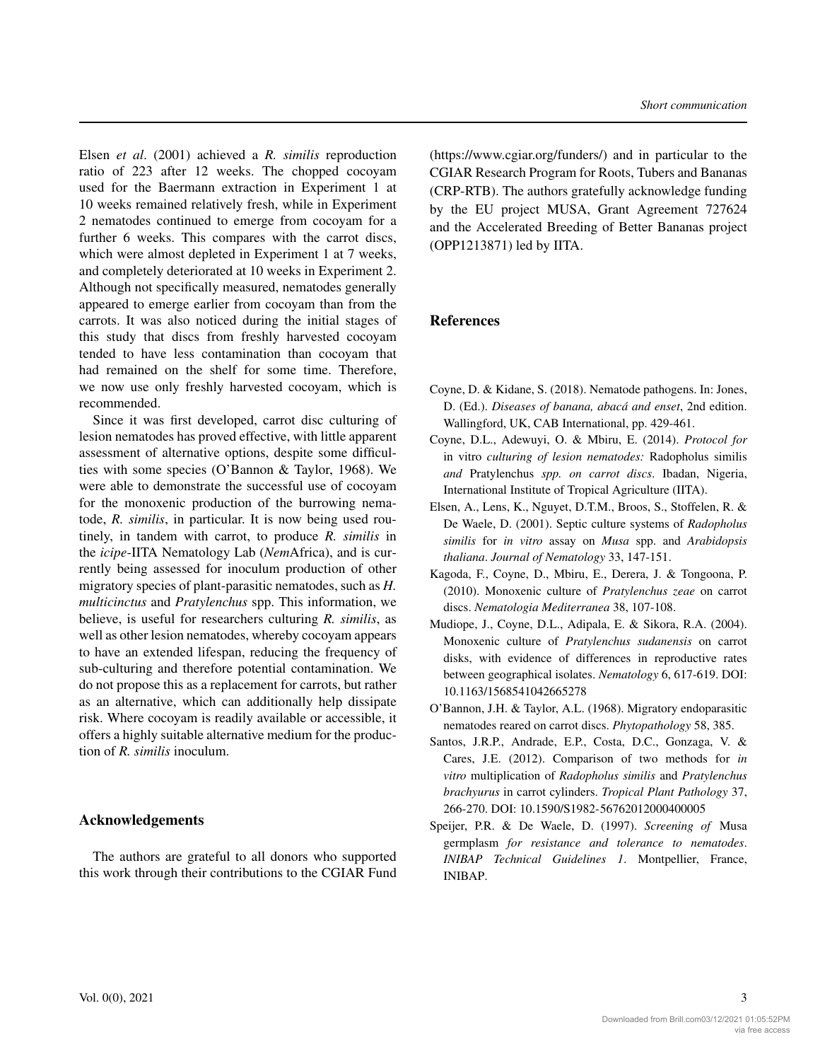Elsen *et al*. (2001) achieved a *R. similis* reproduction ratio of 223 after 12 weeks. The chopped cocoyam used for the Baermann extraction in Experiment 1 at 10 weeks remained relatively fresh, while in Experiment 2 nematodes continued to emerge from cocoyam for a further 6 weeks. This compares with the carrot discs, which were almost depleted in Experiment 1 at 7 weeks, and completely deteriorated at 10 weeks in Experiment 2. Although not specifically measured, nematodes generally appeared to emerge earlier from cocoyam than from the carrots. It was also noticed during the initial stages of this study that discs from freshly harvested cocoyam tended to have less contamination than cocoyam that had remained on the shelf for some time. Therefore, we now use only freshly harvested cocoyam, which is recommended.

Since it was first developed, carrot disc culturing of lesion nematodes has proved effective, with little apparent assessment of alternative options, despite some difficulties with some species (O'Bannon & Taylor, 1968). We were able to demonstrate the successful use of cocoyam for the monoxenic production of the burrowing nematode, *R. similis*, in particular. It is now being used routinely, in tandem with carrot, to produce *R. similis* in the *icipe*-IITA Nematology Lab (*Nem*Africa), and is currently being assessed for inoculum production of other migratory species of plant-parasitic nematodes, such as *H. multicinctus* and *Pratylenchus* spp. This information, we believe, is useful for researchers culturing *R. similis*, as well as other lesion nematodes, whereby cocoyam appears to have an extended lifespan, reducing the frequency of sub-culturing and therefore potential contamination. We do not propose this as a replacement for carrots, but rather as an alternative, which can additionally help dissipate risk. Where cocoyam is readily available or accessible, it offers a highly suitable alternative medium for the production of *R. similis* inoculum.

## Acknowledgements

The authors are grateful to all donors who supported this work through their contributions to the CGIAR Fund (https://www.cgiar.org/funders/) and in particular to the CGIAR Research Program for Roots, Tubers and Bananas (CRP-RTB). The authors gratefully acknowledge funding by the EU project MUSA, Grant Agreement 727624 and the Accelerated Breeding of Better Bananas project (OPP1213871) led by IITA.

## References

Coyne, D. & Kidane, S. (2018). Nematode pathogens. In: Jones, D. (Ed.). *Diseases of banana, abacá and enset*, 2nd edition. Wallingford, UK, CAB International, pp. 429-461.

Coyne, D.L., Adewuyi, O. & Mbiru, E. (2014). *Protocol for* in vitro *culturing of lesion nematodes:* Radopholus similis *and* Pratylenchus *spp. on carrot discs*. Ibadan, Nigeria, International Institute of Tropical Agriculture (IITA).

Elsen, A., Lens, K., Nguyet, D.T.M., Broos, S., Stoffelen, R. & De Waele, D. (2001). Septic culture systems of *Radopholus similis* for *in vitro* assay on *Musa* spp. and *Arabidopsis thaliana*. *Journal of Nematology* 33, 147-151.

Kagoda, F., Coyne, D., Mbiru, E., Derera, J. & Tongoona, P. (2010). Monoxenic culture of *Pratylenchus zeae* on carrot discs. *Nematologia Mediterranea* 38, 107-108.

Mudiope, J., Coyne, D.L., Adipala, E. & Sikora, R.A. (2004). Monoxenic culture of *Pratylenchus sudanensis* on carrot disks, with evidence of differences in reproductive rates between geographical isolates. *Nematology* 6, 617-619. DOI: 10.1163/1568541042665278

O'Bannon, J.H. & Taylor, A.L. (1968). Migratory endoparasitic nematodes reared on carrot discs. *Phytopathology* 58, 385.

Santos, J.R.P., Andrade, E.P., Costa, D.C., Gonzaga, V. & Cares, J.E. (2012). Comparison of two methods for *in vitro* multiplication of *Radopholus similis* and *Pratylenchus brachyurus* in carrot cylinders. *Tropical Plant Pathology* 37, 266-270. DOI: 10.1590/S1982-56762012000400005

Speijer, P.R. & De Waele, D. (1997). *Screening of* Musa germplasm *for resistance and tolerance to nematodes*. *INIBAP Technical Guidelines 1*. Montpellier, France, INIBAP.